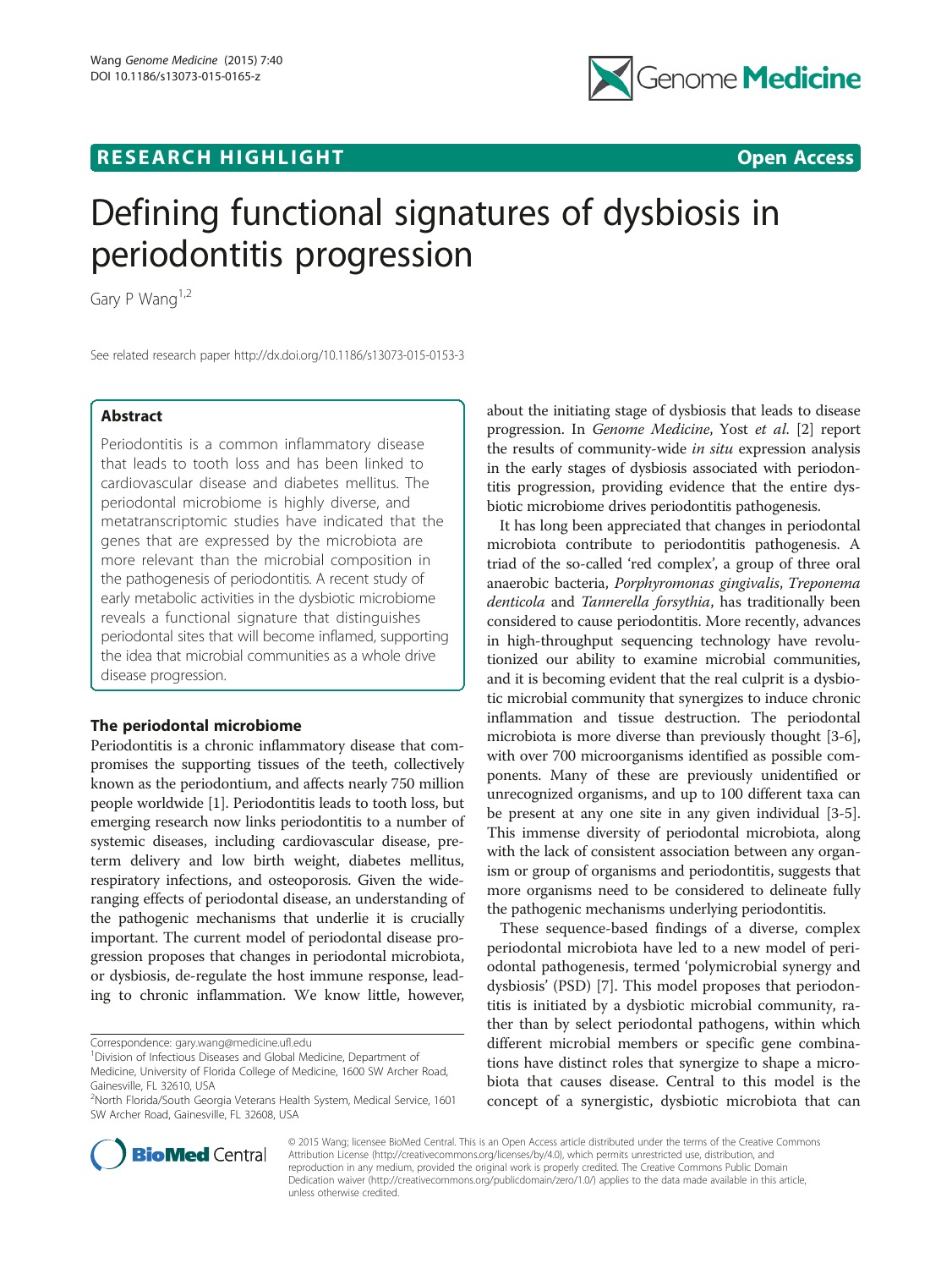## RESEARCH HIGHLIGHT

Open Access

# Defining functional signatures of dysbiosis in periodontitis progression

Gary P Wang[1,2]

See related research paper http://dx.doi.org/10.1186/s13073-015-0153-3

### Abstract

Periodontitis is a common inflammatory disease that leads to tooth loss and has been linked to cardiovascular disease and diabetes mellitus. The periodontal microbiome is highly diverse, and metatranscriptomic studies have indicated that the genes that are expressed by the microbiota are more relevant than the microbial composition in the pathogenesis of periodontitis. A recent study of early metabolic activities in the dysbiotic microbiome reveals a functional signature that distinguishes periodontal sites that will become inflamed, supporting the idea that microbial communities as a whole drive disease progression.

### The periodontal microbiome

Periodontitis is a chronic inflammatory disease that compromises the supporting tissues of the teeth, collectively known as the periodontium, and affects nearly 750 million people worldwide [1]. Periodontitis leads to tooth loss, but emerging research now links periodontitis to a number of systemic diseases, including cardiovascular disease, preterm delivery and low birth weight, diabetes mellitus, respiratory infections, and osteoporosis. Given the wide-ranging effects of periodontal disease, an understanding of the pathogenic mechanisms that underlie it is crucially important. The current model of periodontal disease progression proposes that changes in periodontal microbiota, or dysbiosis, de-regulate the host immune response, leading to chronic inflammation. We know little, however, about the initiating stage of dysbiosis that leads to disease progression. In *Genome Medicine*, Yost *et al.* [2] report the results of community-wide *in situ* expression analysis in the early stages of dysbiosis associated with periodontitis progression, providing evidence that the entire dysbiotic microbiome drives periodontitis pathogenesis.

It has long been appreciated that changes in periodontal microbiota contribute to periodontitis pathogenesis. A triad of the so-called 'red complex', a group of three oral anaerobic bacteria, *Porphyromonas gingivalis*, *Treponema denticola* and *Tannerella forsythia*, has traditionally been considered to cause periodontitis. More recently, advances in high-throughput sequencing technology have revolutionized our ability to examine microbial communities, and it is becoming evident that the real culprit is a dysbiotic microbial community that synergizes to induce chronic inflammation and tissue destruction. The periodontal microbiota is more diverse than previously thought [3-6], with over 700 microorganisms identified as possible components. Many of these are previously unidentified or unrecognized organisms, and up to 100 different taxa can be present at any one site in any given individual [3-5]. This immense diversity of periodontal microbiota, along with the lack of consistent association between any organism or group of organisms and periodontitis, suggests that more organisms need to be considered to delineate fully the pathogenic mechanisms underlying periodontitis.

These sequence-based findings of a diverse, complex periodontal microbiota have led to a new model of periodontal pathogenesis, termed 'polymicrobial synergy and dysbiosis' (PSD) [7]. This model proposes that periodontitis is initiated by a dysbiotic microbial community, rather than by select periodontal pathogens, within which different microbial members or specific gene combinations have distinct roles that synergize to shape a microbiota that causes disease. Central to this model is the concept of a synergistic, dysbiotic microbiota that can

Correspondence: gary.wang@medicine.ufl.edu
[1]Division of Infectious Diseases and Global Medicine, Department of Medicine, University of Florida College of Medicine, 1600 SW Archer Road, Gainesville, FL 32610, USA
[2]North Florida/South Georgia Veterans Health System, Medical Service, 1601 SW Archer Road, Gainesville, FL 32608, USA

© 2015 Wang; licensee BioMed Central. This is an Open Access article distributed under the terms of the Creative Commons Attribution License (http://creativecommons.org/licenses/by/4.0), which permits unrestricted use, distribution, and reproduction in any medium, provided the original work is properly credited. The Creative Commons Public Domain Dedication waiver (http://creativecommons.org/publicdomain/zero/1.0/) applies to the data made available in this article, unless otherwise credited.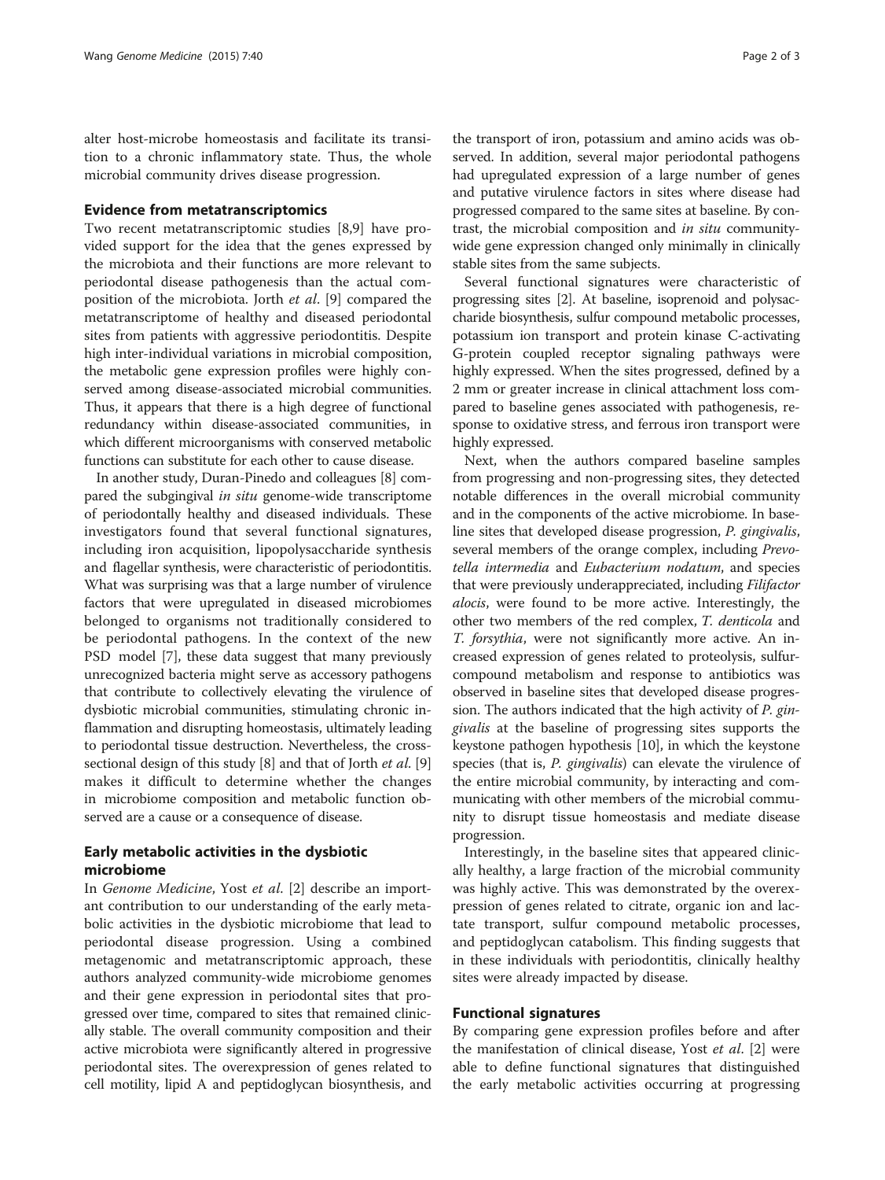alter host-microbe homeostasis and facilitate its transition to a chronic inflammatory state. Thus, the whole microbial community drives disease progression.

## Evidence from metatranscriptomics

Two recent metatranscriptomic studies [8,9] have provided support for the idea that the genes expressed by the microbiota and their functions are more relevant to periodontal disease pathogenesis than the actual composition of the microbiota. Jorth *et al*. [9] compared the metatranscriptome of healthy and diseased periodontal sites from patients with aggressive periodontitis. Despite high inter-individual variations in microbial composition, the metabolic gene expression profiles were highly conserved among disease-associated microbial communities. Thus, it appears that there is a high degree of functional redundancy within disease-associated communities, in which different microorganisms with conserved metabolic functions can substitute for each other to cause disease.

In another study, Duran-Pinedo and colleagues [8] compared the subgingival *in situ* genome-wide transcriptome of periodontally healthy and diseased individuals. These investigators found that several functional signatures, including iron acquisition, lipopolysaccharide synthesis and flagellar synthesis, were characteristic of periodontitis. What was surprising was that a large number of virulence factors that were upregulated in diseased microbiomes belonged to organisms not traditionally considered to be periodontal pathogens. In the context of the new PSD model [7], these data suggest that many previously unrecognized bacteria might serve as accessory pathogens that contribute to collectively elevating the virulence of dysbiotic microbial communities, stimulating chronic inflammation and disrupting homeostasis, ultimately leading to periodontal tissue destruction. Nevertheless, the cross-sectional design of this study [8] and that of Jorth *et al*. [9] makes it difficult to determine whether the changes in microbiome composition and metabolic function observed are a cause or a consequence of disease.

## Early metabolic activities in the dysbiotic microbiome

In *Genome Medicine*, Yost *et al*. [2] describe an important contribution to our understanding of the early metabolic activities in the dysbiotic microbiome that lead to periodontal disease progression. Using a combined metagenomic and metatranscriptomic approach, these authors analyzed community-wide microbiome genomes and their gene expression in periodontal sites that progressed over time, compared to sites that remained clinically stable. The overall community composition and their active microbiota were significantly altered in progressive periodontal sites. The overexpression of genes related to cell motility, lipid A and peptidoglycan biosynthesis, and the transport of iron, potassium and amino acids was observed. In addition, several major periodontal pathogens had upregulated expression of a large number of genes and putative virulence factors in sites where disease had progressed compared to the same sites at baseline. By contrast, the microbial composition and *in situ* community-wide gene expression changed only minimally in clinically stable sites from the same subjects.

Several functional signatures were characteristic of progressing sites [2]. At baseline, isoprenoid and polysaccharide biosynthesis, sulfur compound metabolic processes, potassium ion transport and protein kinase C-activating G-protein coupled receptor signaling pathways were highly expressed. When the sites progressed, defined by a 2 mm or greater increase in clinical attachment loss compared to baseline genes associated with pathogenesis, response to oxidative stress, and ferrous iron transport were highly expressed.

Next, when the authors compared baseline samples from progressing and non-progressing sites, they detected notable differences in the overall microbial community and in the components of the active microbiome. In baseline sites that developed disease progression, *P. gingivalis*, several members of the orange complex, including *Prevotella intermedia* and *Eubacterium nodatum*, and species that were previously underappreciated, including *Filifactor alocis*, were found to be more active. Interestingly, the other two members of the red complex, *T. denticola* and *T. forsythia*, were not significantly more active. An increased expression of genes related to proteolysis, sulfur-compound metabolism and response to antibiotics was observed in baseline sites that developed disease progression. The authors indicated that the high activity of *P. gingivalis* at the baseline of progressing sites supports the keystone pathogen hypothesis [10], in which the keystone species (that is, *P. gingivalis*) can elevate the virulence of the entire microbial community, by interacting and communicating with other members of the microbial community to disrupt tissue homeostasis and mediate disease progression.

Interestingly, in the baseline sites that appeared clinically healthy, a large fraction of the microbial community was highly active. This was demonstrated by the overexpression of genes related to citrate, organic ion and lactate transport, sulfur compound metabolic processes, and peptidoglycan catabolism. This finding suggests that in these individuals with periodontitis, clinically healthy sites were already impacted by disease.

## Functional signatures

By comparing gene expression profiles before and after the manifestation of clinical disease, Yost *et al*. [2] were able to define functional signatures that distinguished the early metabolic activities occurring at progressing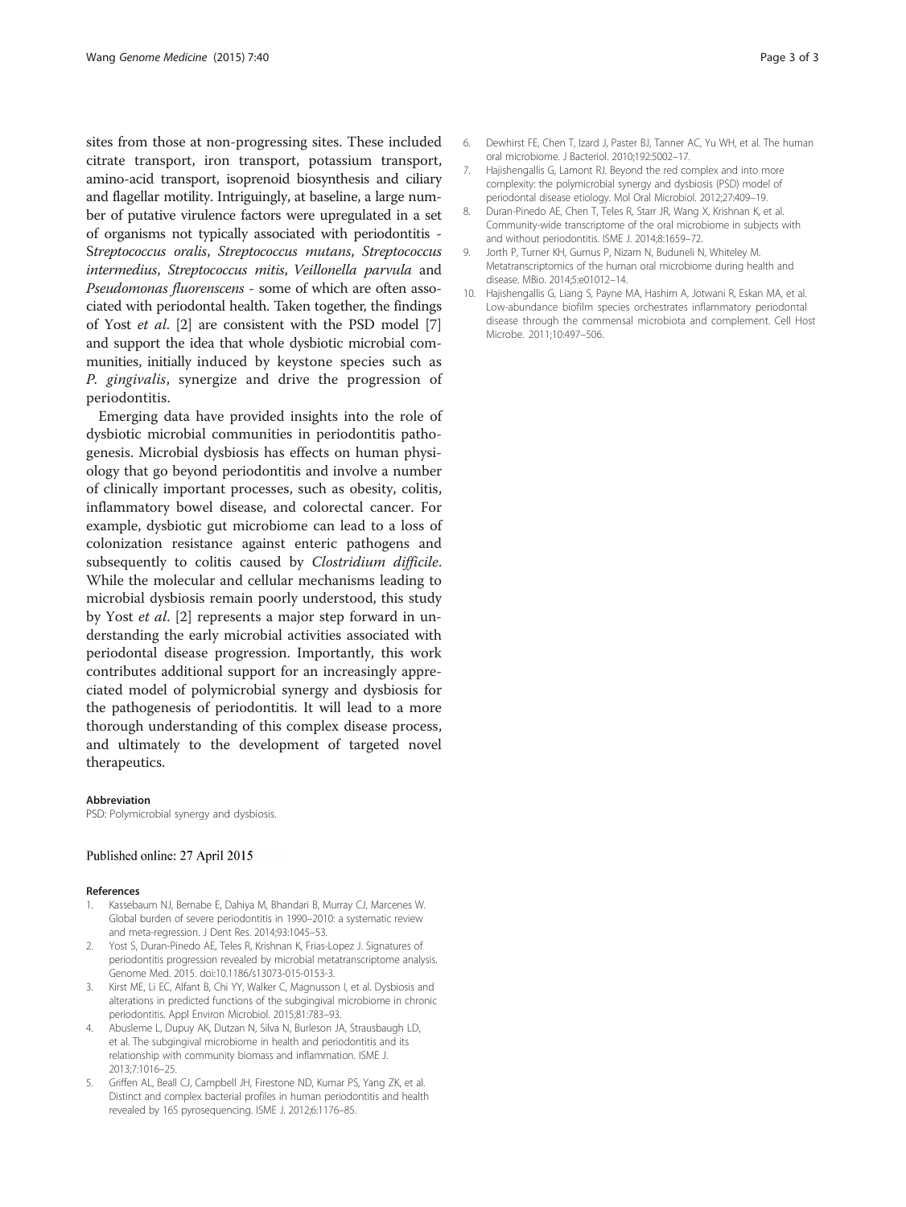sites from those at non-progressing sites. These included citrate transport, iron transport, potassium transport, amino-acid transport, isoprenoid biosynthesis and ciliary and flagellar motility. Intriguingly, at baseline, a large number of putative virulence factors were upregulated in a set of organisms not typically associated with periodontitis - *Streptococcus oralis*, *Streptococcus mutans*, *Streptococcus intermedius*, *Streptococcus mitis*, *Veillonella parvula* and *Pseudomonas fluorenscens* - some of which are often associated with periodontal health. Taken together, the findings of Yost *et al*. [2] are consistent with the PSD model [7] and support the idea that whole dysbiotic microbial communities, initially induced by keystone species such as *P. gingivalis*, synergize and drive the progression of periodontitis.

Emerging data have provided insights into the role of dysbiotic microbial communities in periodontitis pathogenesis. Microbial dysbiosis has effects on human physiology that go beyond periodontitis and involve a number of clinically important processes, such as obesity, colitis, inflammatory bowel disease, and colorectal cancer. For example, dysbiotic gut microbiome can lead to a loss of colonization resistance against enteric pathogens and subsequently to colitis caused by *Clostridium difficile*. While the molecular and cellular mechanisms leading to microbial dysbiosis remain poorly understood, this study by Yost *et al*. [2] represents a major step forward in understanding the early microbial activities associated with periodontal disease progression. Importantly, this work contributes additional support for an increasingly appreciated model of polymicrobial synergy and dysbiosis for the pathogenesis of periodontitis. It will lead to a more thorough understanding of this complex disease process, and ultimately to the development of targeted novel therapeutics.

#### Abbreviation

PSD: Polymicrobial synergy and dysbiosis.

Published online: 27 April 2015

#### References

1. Kassebaum NJ, Bernabe E, Dahiya M, Bhandari B, Murray CJ, Marcenes W. Global burden of severe periodontitis in 1990–2010: a systematic review and meta-regression. J Dent Res. 2014;93:1045–53.
2. Yost S, Duran-Pinedo AE, Teles R, Krishnan K, Frias-Lopez J. Signatures of periodontitis progression revealed by microbial metatranscriptome analysis. Genome Med. 2015. doi:10.1186/s13073-015-0153-3.
3. Kirst ME, Li EC, Alfant B, Chi YY, Walker C, Magnusson I, et al. Dysbiosis and alterations in predicted functions of the subgingival microbiome in chronic periodontitis. Appl Environ Microbiol. 2015;81:783–93.
4. Abusleme L, Dupuy AK, Dutzan N, Silva N, Burleson JA, Strausbaugh LD, et al. The subgingival microbiome in health and periodontitis and its relationship with community biomass and inflammation. ISME J. 2013;7:1016–25.
5. Griffen AL, Beall CJ, Campbell JH, Firestone ND, Kumar PS, Yang ZK, et al. Distinct and complex bacterial profiles in human periodontitis and health revealed by 16S pyrosequencing. ISME J. 2012;6:1176–85.
6. Dewhirst FE, Chen T, Izard J, Paster BJ, Tanner AC, Yu WH, et al. The human oral microbiome. J Bacteriol. 2010;192:5002–17.
7. Hajishengallis G, Lamont RJ. Beyond the red complex and into more complexity: the polymicrobial synergy and dysbiosis (PSD) model of periodontal disease etiology. Mol Oral Microbiol. 2012;27:409–19.
8. Duran-Pinedo AE, Chen T, Teles R, Starr JR, Wang X, Krishnan K, et al. Community-wide transcriptome of the oral microbiome in subjects with and without periodontitis. ISME J. 2014;8:1659–72.
9. Jorth P, Turner KH, Gumus P, Nizam N, Buduneli N, Whiteley M. Metatranscriptomics of the human oral microbiome during health and disease. MBio. 2014;5:e01012–14.
10. Hajishengallis G, Liang S, Payne MA, Hashim A, Jotwani R, Eskan MA, et al. Low-abundance biofilm species orchestrates inflammatory periodontal disease through the commensal microbiota and complement. Cell Host Microbe. 2011;10:497–506.